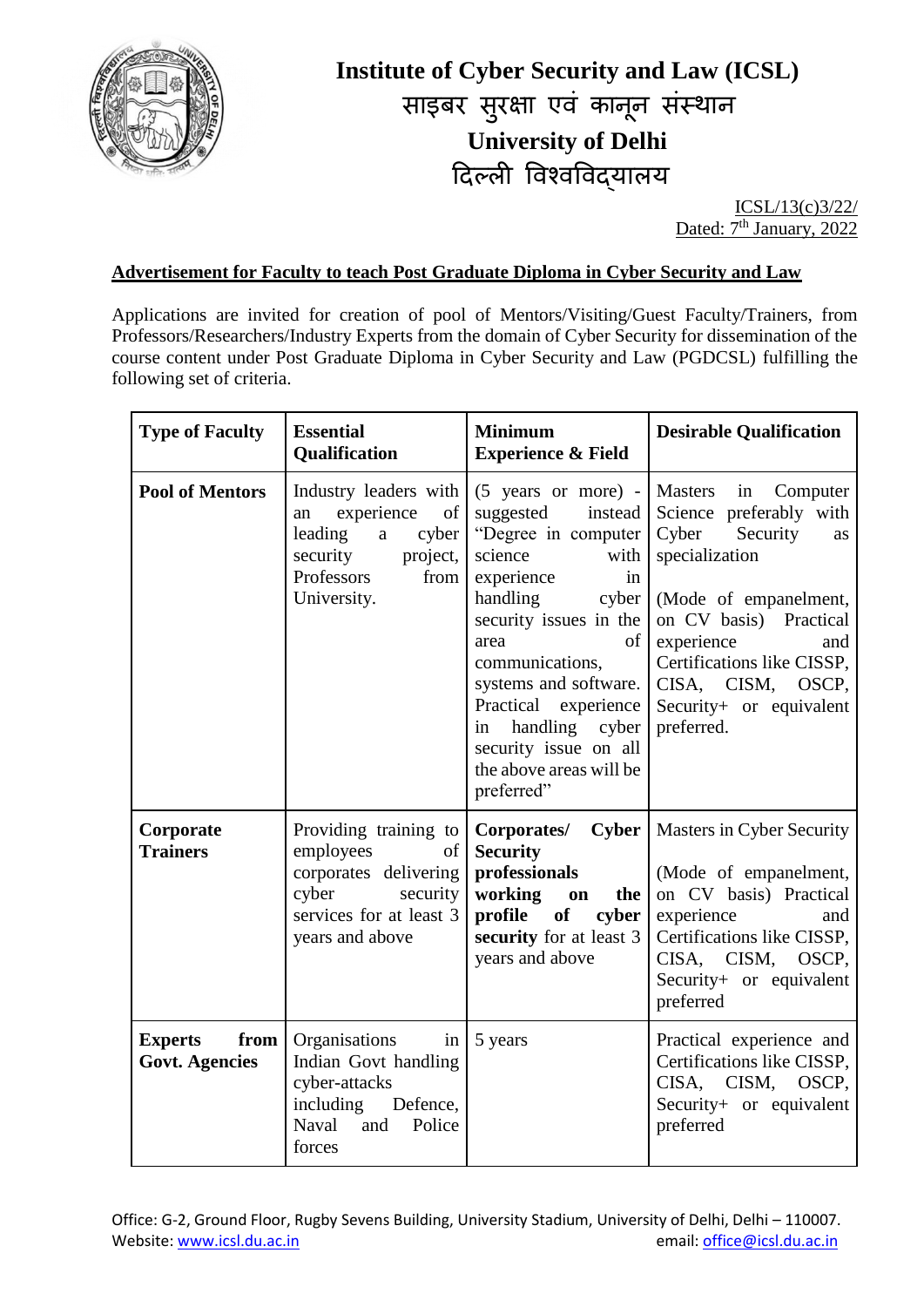# Institute of Cyber Security and Law (ICSL)

# साइबर सुरक्षा एवं कानून संस्थान

# University of Delhi

# दिल्ली विश्वविद्यालय

ICSL/13(c)3/22/
Dated: 7th January, 2022

**Advertisement for Faculty to teach Post Graduate Diploma in Cyber Security and Law**

Applications are invited for creation of pool of Mentors/Visiting/Guest Faculty/Trainers, from Professors/Researchers/Industry Experts from the domain of Cyber Security for dissemination of the course content under Post Graduate Diploma in Cyber Security and Law (PGDCSL) fulfilling the following set of criteria.

| Type of Faculty | Essential Qualification | Minimum Experience & Field | Desirable Qualification |
|---|---|---|---|
| **Pool of Mentors** | Industry leaders with an experience of leading a cyber security project, Professors from University. | (5 years or more) - suggested instead "Degree in computer science with experience in handling cyber security issues in the area of communications, systems and software. Practical experience in handling cyber security issue on all the above areas will be preferred" | Masters in Computer Science preferably with Cyber Security as specialization<br><br>(Mode of empanelment, on CV basis) Practical experience and Certifications like CISSP, CISA, CISM, OSCP, Security+ or equivalent preferred. |
| **Corporate Trainers** | Providing training to employees of corporates delivering cyber security services for at least 3 years and above | **Corporates/ Cyber Security professionals working on the profile of cyber security** for at least 3 years and above | Masters in Cyber Security<br><br>(Mode of empanelment, on CV basis) Practical experience and Certifications like CISSP, CISA, CISM, OSCP, Security+ or equivalent preferred |
| **Experts from Govt. Agencies** | Organisations in Indian Govt handling cyber-attacks including Defence, Naval and Police forces | 5 years | Practical experience and Certifications like CISSP, CISA, CISM, OSCP, Security+ or equivalent preferred |

Office: G-2, Ground Floor, Rugby Sevens Building, University Stadium, University of Delhi, Delhi – 110007.
Website: www.icsl.du.ac.in email: office@icsl.du.ac.in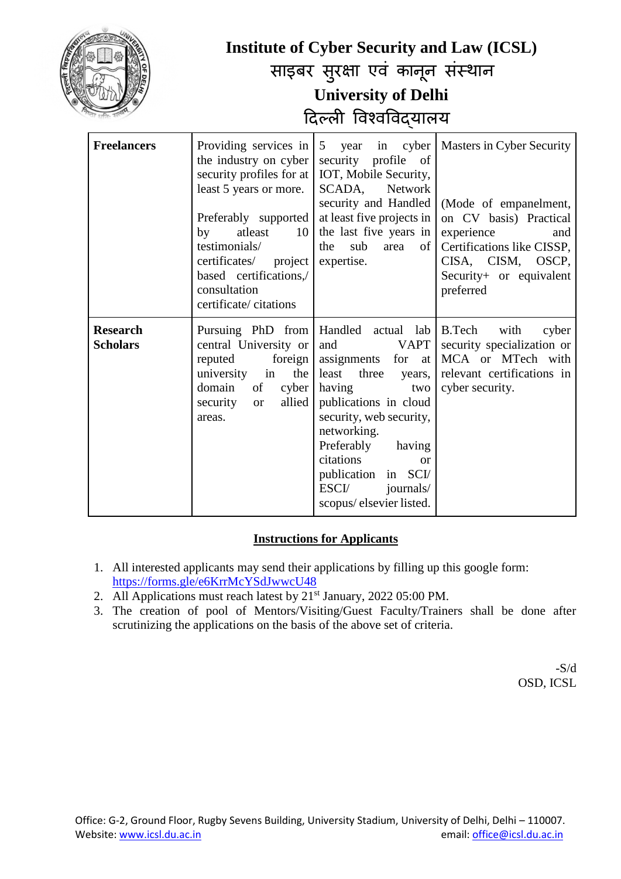# Institute of Cyber Security and Law (ICSL)
# साइबर सुरक्षा एवं कानून संस्थान
# University of Delhi
# दिल्ली विश्वविद्यालय

| | | | |
|---|---|---|---|
| **Freelancers** | Providing services in the industry on cyber security profiles for at least 5 years or more.<br><br>Preferably supported by atleast 10 testimonials/ certificates/ project based certifications,/ consultation certificate/ citations | 5 year in cyber security profile of IOT, Mobile Security, SCADA, Network security and Handled at least five projects in the last five years in the sub area of expertise. | Masters in Cyber Security<br><br>(Mode of empanelment, on CV basis) Practical experience and Certifications like CISSP, CISA, CISM, OSCP, Security+ or equivalent preferred |
| **Research Scholars** | Pursuing PhD from central University or reputed foreign university in the domain of cyber security or allied areas. | Handled actual lab and VAPT assignments for at least three years, having two publications in cloud security, web security, networking. Preferably having citations or publication in SCI/ ESCI/ journals/ scopus/ elsevier listed. | B.Tech with cyber security specialization or MCA or MTech with relevant certifications in cyber security. |

## Instructions for Applicants

1. All interested applicants may send their applications by filling up this google form: https://forms.gle/e6KrrMcYSdJwwcU48
2. All Applications must reach latest by 21st January, 2022 05:00 PM.
3. The creation of pool of Mentors/Visiting/Guest Faculty/Trainers shall be done after scrutinizing the applications on the basis of the above set of criteria.

-S/d
OSD, ICSL

Office: G-2, Ground Floor, Rugby Sevens Building, University Stadium, University of Delhi, Delhi – 110007.
Website: www.icsl.du.ac.in email: office@icsl.du.ac.in